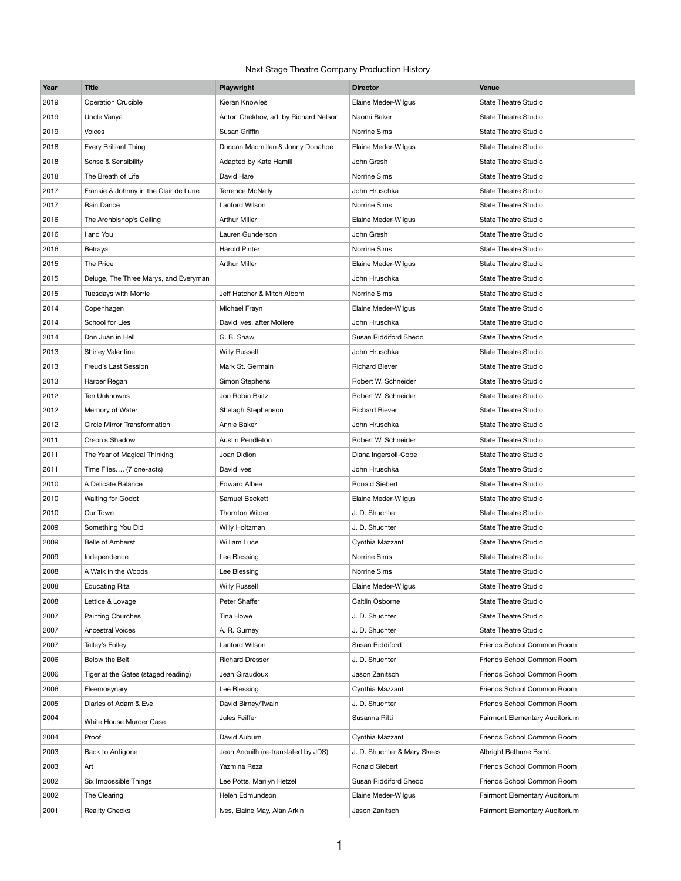Next Stage Theatre Company Production History

| Year | Title | Playwright | Director | Venue |
|---|---|---|---|---|
| 2019 | Operation Crucible | Kieran Knowles | Elaine Meder-Wilgus | State Theatre Studio |
| 2019 | Uncle Vanya | Anton Chekhov, ad. by Richard Nelson | Naomi Baker | State Theatre Studio |
| 2019 | Voices | Susan Griffin | Norrine Sims | State Theatre Studio |
| 2018 | Every Brilliant Thing | Duncan Macmillan & Jonny Donahoe | Elaine Meder-Wilgus | State Theatre Studio |
| 2018 | Sense & Sensibility | Adapted by Kate Hamill | John Gresh | State Theatre Studio |
| 2018 | The Breath of Life | David Hare | Norrine Sims | State Theatre Studio |
| 2017 | Frankie & Johnny in the Clair de Lune | Terrence McNally | John Hruschka | State Theatre Studio |
| 2017 | Rain Dance | Lanford Wilson | Norrine Sims | State Theatre Studio |
| 2016 | The Archbishop's Ceiling | Arthur Miller | Elaine Meder-Wilgus | State Theatre Studio |
| 2016 | I and You | Lauren Gunderson | John Gresh | State Theatre Studio |
| 2016 | Betrayal | Harold Pinter | Norrine Sims | State Theatre Studio |
| 2015 | The Price | Arthur Miller | Elaine Meder-Wilgus | State Theatre Studio |
| 2015 | Deluge, The Three Marys, and Everyman | | John Hruschka | State Theatre Studio |
| 2015 | Tuesdays with Morrie | Jeff Hatcher & Mitch Albom | Norrine Sims | State Theatre Studio |
| 2014 | Copenhagen | Michael Frayn | Elaine Meder-Wilgus | State Theatre Studio |
| 2014 | School for Lies | David Ives, after Moliere | John Hruschka | State Theatre Studio |
| 2014 | Don Juan in Hell | G. B. Shaw | Susan Riddiford Shedd | State Theatre Studio |
| 2013 | Shirley Valentine | Willy Russell | John Hruschka | State Theatre Studio |
| 2013 | Freud's Last Session | Mark St. Germain | Richard Biever | State Theatre Studio |
| 2013 | Harper Regan | Simon Stephens | Robert W. Schneider | State Theatre Studio |
| 2012 | Ten Unknowns | Jon Robin Baitz | Robert W. Schneider | State Theatre Studio |
| 2012 | Memory of Water | Shelagh Stephenson | Richard Biever | State Theatre Studio |
| 2012 | Circle Mirror Transformation | Annie Baker | John Hruschka | State Theatre Studio |
| 2011 | Orson's Shadow | Austin Pendleton | Robert W. Schneider | State Theatre Studio |
| 2011 | The Year of Magical Thinking | Joan Didion | Diana Ingersoll-Cope | State Theatre Studio |
| 2011 | Time Flies…. (7 one-acts) | David Ives | John Hruschka | State Theatre Studio |
| 2010 | A Delicate Balance | Edward Albee | Ronald Siebert | State Theatre Studio |
| 2010 | Waiting for Godot | Samuel Beckett | Elaine Meder-Wilgus | State Theatre Studio |
| 2010 | Our Town | Thornton Wilder | J. D. Shuchter | State Theatre Studio |
| 2009 | Something You Did | Willy Holtzman | J. D. Shuchter | State Theatre Studio |
| 2009 | Belle of Amherst | William Luce | Cynthia Mazzant | State Theatre Studio |
| 2009 | Independence | Lee Blessing | Norrine Sims | State Theatre Studio |
| 2008 | A Walk in the Woods | Lee Blessing | Norrine Sims | State Theatre Studio |
| 2008 | Educating Rita | Willy Russell | Elaine Meder-Wilgus | State Theatre Studio |
| 2008 | Lettice & Lovage | Peter Shaffer | Caitlin Osborne | State Theatre Studio |
| 2007 | Painting Churches | Tina Howe | J. D. Shuchter | State Theatre Studio |
| 2007 | Ancestral Voices | A. R. Gurney | J. D. Shuchter | State Theatre Studio |
| 2007 | Talley's Folley | Lanford Wilson | Susan Riddiford | Friends School Common Room |
| 2006 | Below the Belt | Richard Dresser | J. D. Shuchter | Friends School Common Room |
| 2006 | Tiger at the Gates (staged reading) | Jean Giraudoux | Jason Zanitsch | Friends School Common Room |
| 2006 | Eleemosynary | Lee Blessing | Cynthia Mazzant | Friends School Common Room |
| 2005 | Diaries of Adam & Eve | David Birney/Twain | J. D. Shuchter | Friends School Common Room |
| 2004 | White House Murder Case | Jules Feiffer | Susanna Ritti | Fairmont Elementary Auditorium |
| 2004 | Proof | David Auburn | Cynthia Mazzant | Friends School Common Room |
| 2003 | Back to Antigone | Jean Anouilh (re-translated by JDS) | J. D. Shuchter & Mary Skees | Albright Bethune Bsmt. |
| 2003 | Art | Yazmina Reza | Ronald Siebert | Friends School Common Room |
| 2002 | Six Impossible Things | Lee Potts, Marilyn Hetzel | Susan Riddiford Shedd | Friends School Common Room |
| 2002 | The Clearing | Helen Edmundson | Elaine Meder-Wilgus | Fairmont Elementary Auditorium |
| 2001 | Reality Checks | Ives, Elaine May, Alan Arkin | Jason Zanitsch | Fairmont Elementary Auditorium |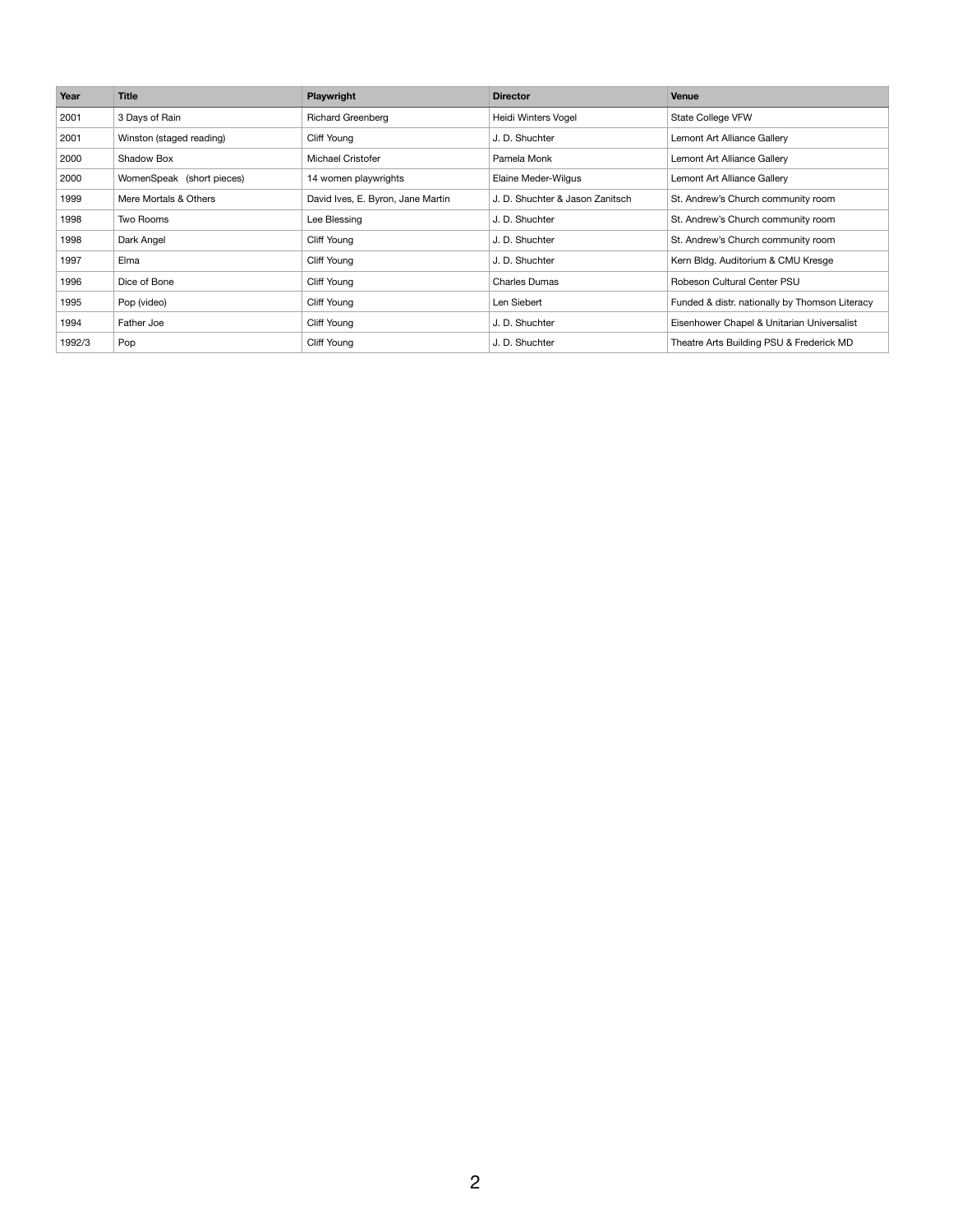| Year | Title | Playwright | Director | Venue |
|---|---|---|---|---|
| 2001 | 3 Days of Rain | Richard Greenberg | Heidi Winters Vogel | State College VFW |
| 2001 | Winston (staged reading) | Cliff Young | J. D. Shuchter | Lemont Art Alliance Gallery |
| 2000 | Shadow Box | Michael Cristofer | Pamela Monk | Lemont Art Alliance Gallery |
| 2000 | WomenSpeak (short pieces) | 14 women playwrights | Elaine Meder-Wilgus | Lemont Art Alliance Gallery |
| 1999 | Mere Mortals & Others | David Ives, E. Byron, Jane Martin | J. D. Shuchter & Jason Zanitsch | St. Andrew's Church community room |
| 1998 | Two Rooms | Lee Blessing | J. D. Shuchter | St. Andrew's Church community room |
| 1998 | Dark Angel | Cliff Young | J. D. Shuchter | St. Andrew's Church community room |
| 1997 | Elma | Cliff Young | J. D. Shuchter | Kern Bldg. Auditorium & CMU Kresge |
| 1996 | Dice of Bone | Cliff Young | Charles Dumas | Robeson Cultural Center PSU |
| 1995 | Pop (video) | Cliff Young | Len Siebert | Funded & distr. nationally by Thomson Literacy |
| 1994 | Father Joe | Cliff Young | J. D. Shuchter | Eisenhower Chapel & Unitarian Universalist |
| 1992/3 | Pop | Cliff Young | J. D. Shuchter | Theatre Arts Building PSU & Frederick MD |